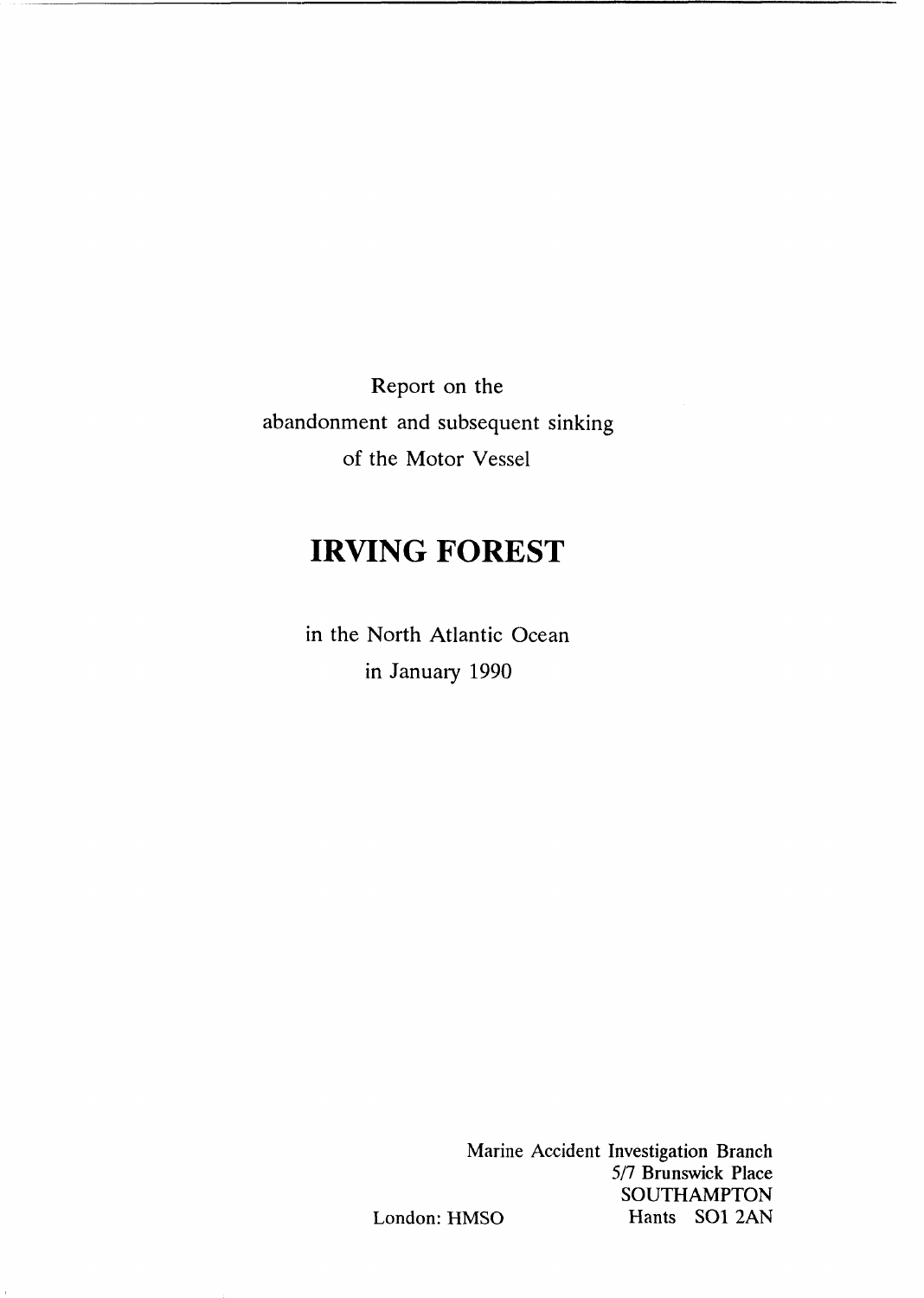Report on the
abandonment and subsequent sinking
of the Motor Vessel

# IRVING FOREST

in the North Atlantic Ocean
in January 1990

London: HMSO

Marine Accident Investigation Branch
5/7 Brunswick Place
SOUTHAMPTON
Hants SO1 2AN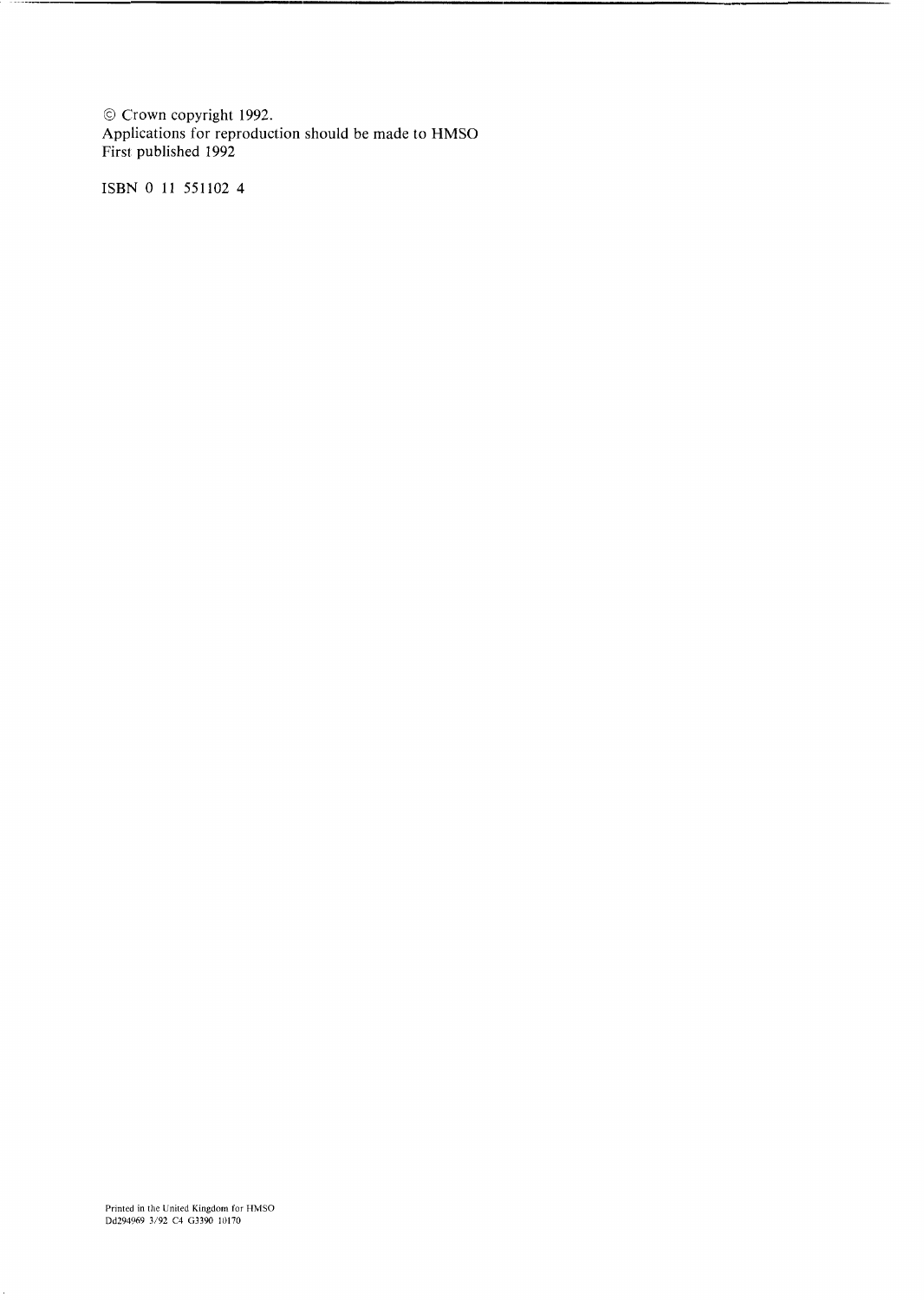© Crown copyright 1992.
Applications for reproduction should be made to HMSO
First published 1992

ISBN 0 11 551102 4

Printed in the United Kingdom for HMSO
Dd294969 3/92 C4 G3390 10170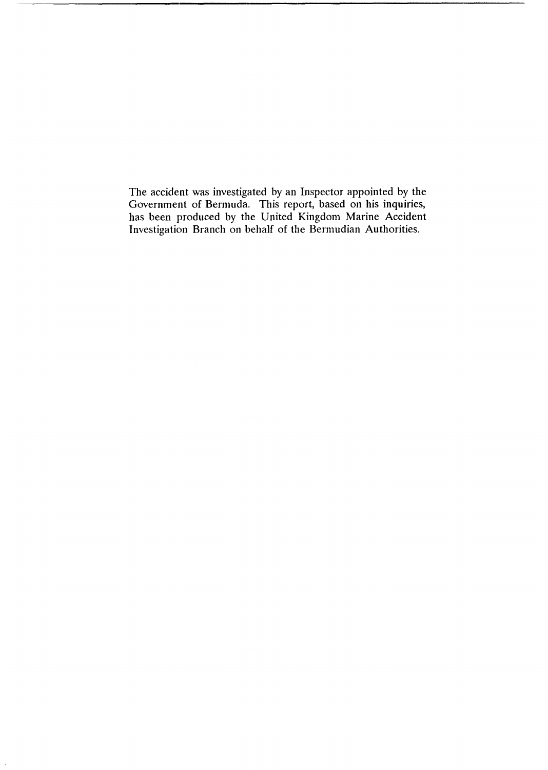The accident was investigated by an Inspector appointed by the Government of Bermuda. This report, based on his inquiries, has been produced by the United Kingdom Marine Accident Investigation Branch on behalf of the Bermudian Authorities.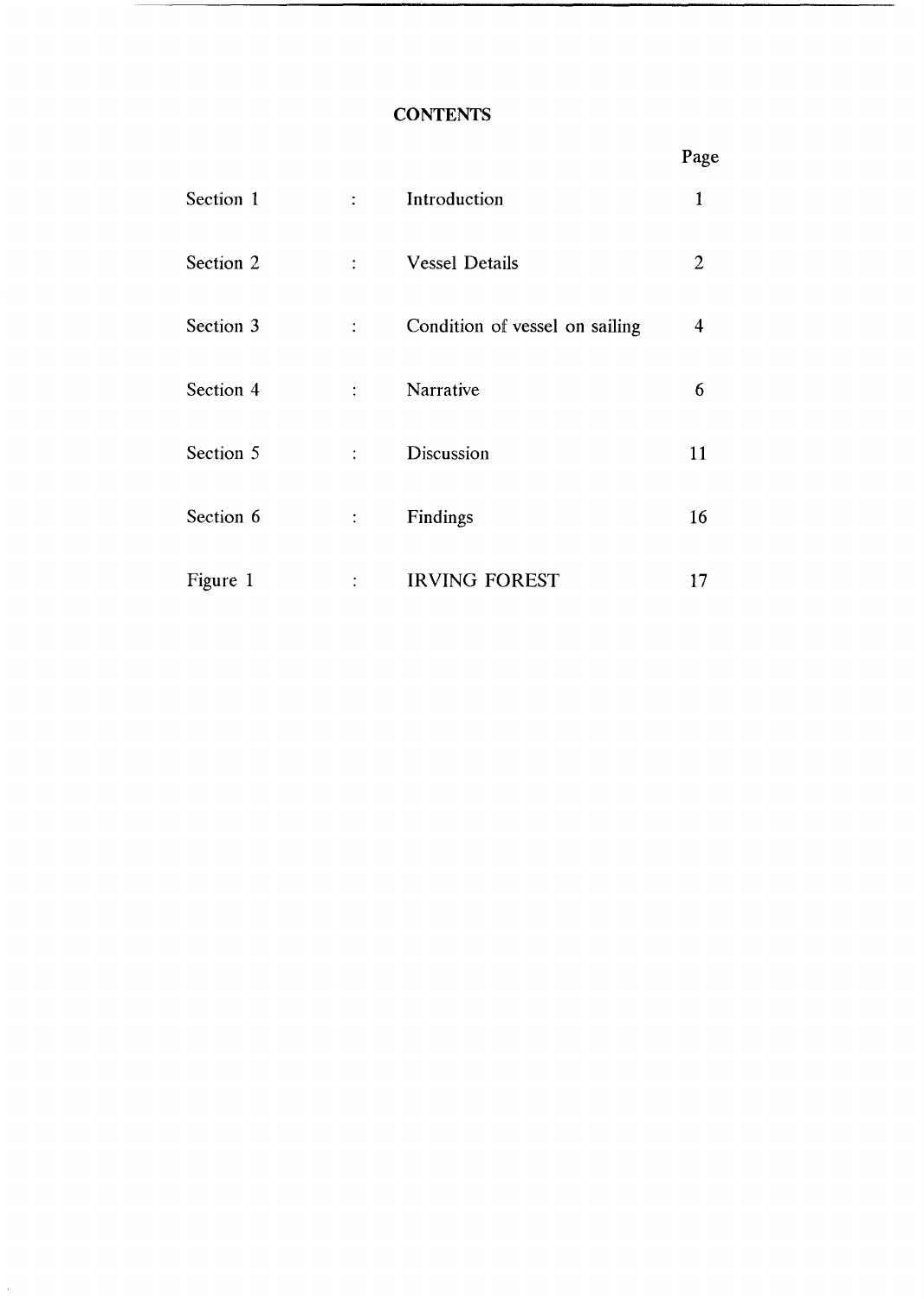# CONTENTS

| | | | Page |
|---|---|---|---|
| Section 1 | : | Introduction | 1 |
| Section 2 | : | Vessel Details | 2 |
| Section 3 | : | Condition of vessel on sailing | 4 |
| Section 4 | : | Narrative | 6 |
| Section 5 | : | Discussion | 11 |
| Section 6 | : | Findings | 16 |
| Figure 1 | : | IRVING FOREST | 17 |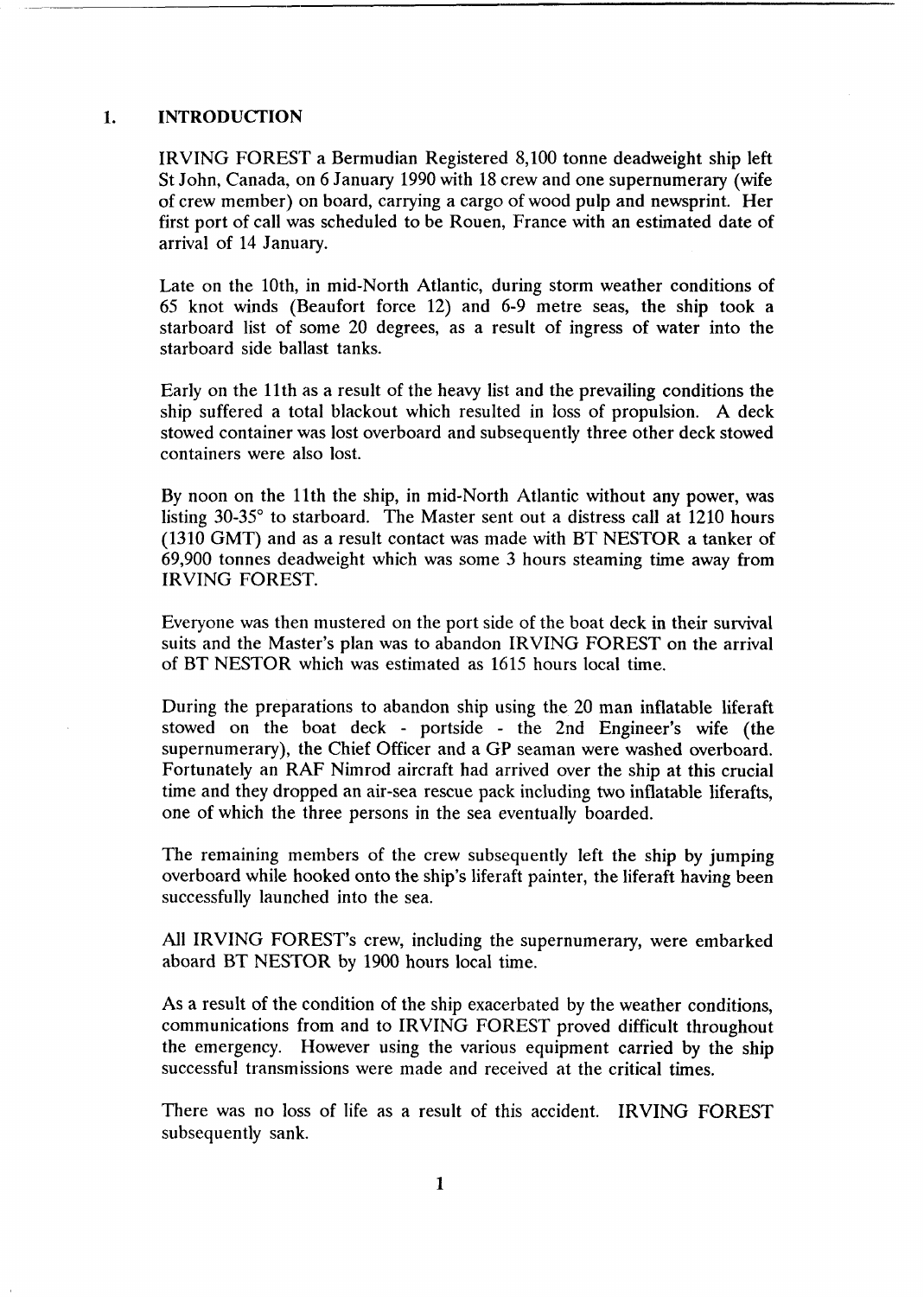## 1. INTRODUCTION

IRVING FOREST a Bermudian Registered 8,100 tonne deadweight ship left St John, Canada, on 6 January 1990 with 18 crew and one supernumerary (wife of crew member) on board, carrying a cargo of wood pulp and newsprint. Her first port of call was scheduled to be Rouen, France with an estimated date of arrival of 14 January.

Late on the 10th, in mid-North Atlantic, during storm weather conditions of 65 knot winds (Beaufort force 12) and 6-9 metre seas, the ship took a starboard list of some 20 degrees, as a result of ingress of water into the starboard side ballast tanks.

Early on the 11th as a result of the heavy list and the prevailing conditions the ship suffered a total blackout which resulted in loss of propulsion. A deck stowed container was lost overboard and subsequently three other deck stowed containers were also lost.

By noon on the 11th the ship, in mid-North Atlantic without any power, was listing 30-35° to starboard. The Master sent out a distress call at 1210 hours (1310 GMT) and as a result contact was made with BT NESTOR a tanker of 69,900 tonnes deadweight which was some 3 hours steaming time away from IRVING FOREST.

Everyone was then mustered on the port side of the boat deck in their survival suits and the Master's plan was to abandon IRVING FOREST on the arrival of BT NESTOR which was estimated as 1615 hours local time.

During the preparations to abandon ship using the 20 man inflatable liferaft stowed on the boat deck - portside - the 2nd Engineer's wife (the supernumerary), the Chief Officer and a GP seaman were washed overboard. Fortunately an RAF Nimrod aircraft had arrived over the ship at this crucial time and they dropped an air-sea rescue pack including two inflatable liferafts, one of which the three persons in the sea eventually boarded.

The remaining members of the crew subsequently left the ship by jumping overboard while hooked onto the ship's liferaft painter, the liferaft having been successfully launched into the sea.

All IRVING FOREST's crew, including the supernumerary, were embarked aboard BT NESTOR by 1900 hours local time.

As a result of the condition of the ship exacerbated by the weather conditions, communications from and to IRVING FOREST proved difficult throughout the emergency. However using the various equipment carried by the ship successful transmissions were made and received at the critical times.

There was no loss of life as a result of this accident. IRVING FOREST subsequently sank.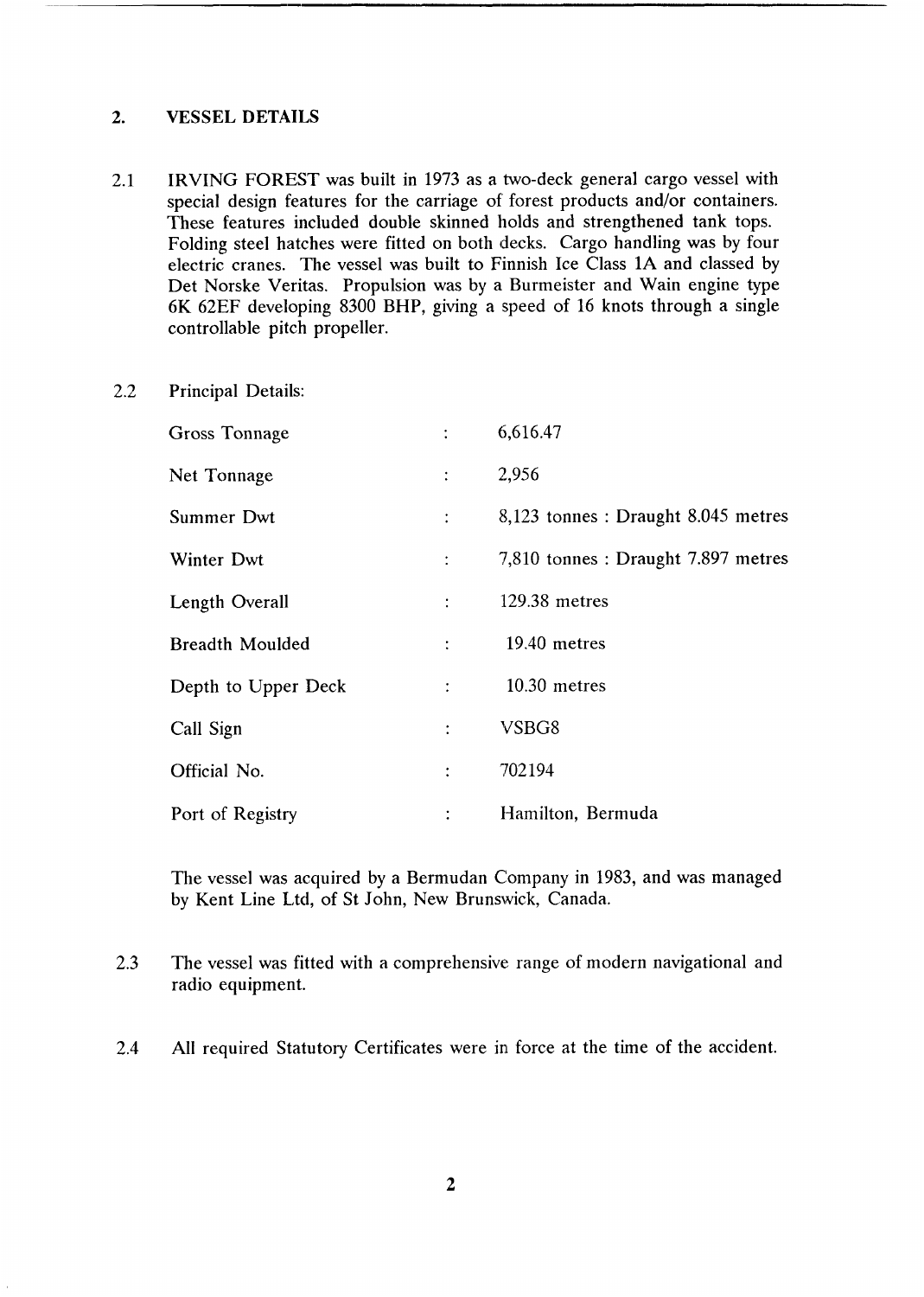## 2. VESSEL DETAILS

2.1 IRVING FOREST was built in 1973 as a two-deck general cargo vessel with special design features for the carriage of forest products and/or containers. These features included double skinned holds and strengthened tank tops. Folding steel hatches were fitted on both decks. Cargo handling was by four electric cranes. The vessel was built to Finnish Ice Class 1A and classed by Det Norske Veritas. Propulsion was by a Burmeister and Wain engine type 6K 62EF developing 8300 BHP, giving a speed of 16 knots through a single controllable pitch propeller.

2.2 Principal Details:

| | | |
|---|---|---|
| Gross Tonnage | : | 6,616.47 |
| Net Tonnage | : | 2,956 |
| Summer Dwt | : | 8,123 tonnes : Draught 8.045 metres |
| Winter Dwt | : | 7,810 tonnes : Draught 7.897 metres |
| Length Overall | : | 129.38 metres |
| Breadth Moulded | : | 19.40 metres |
| Depth to Upper Deck | : | 10.30 metres |
| Call Sign | : | VSBG8 |
| Official No. | : | 702194 |
| Port of Registry | : | Hamilton, Bermuda |

The vessel was acquired by a Bermudan Company in 1983, and was managed by Kent Line Ltd, of St John, New Brunswick, Canada.

2.3 The vessel was fitted with a comprehensive range of modern navigational and radio equipment.

2.4 All required Statutory Certificates were in force at the time of the accident.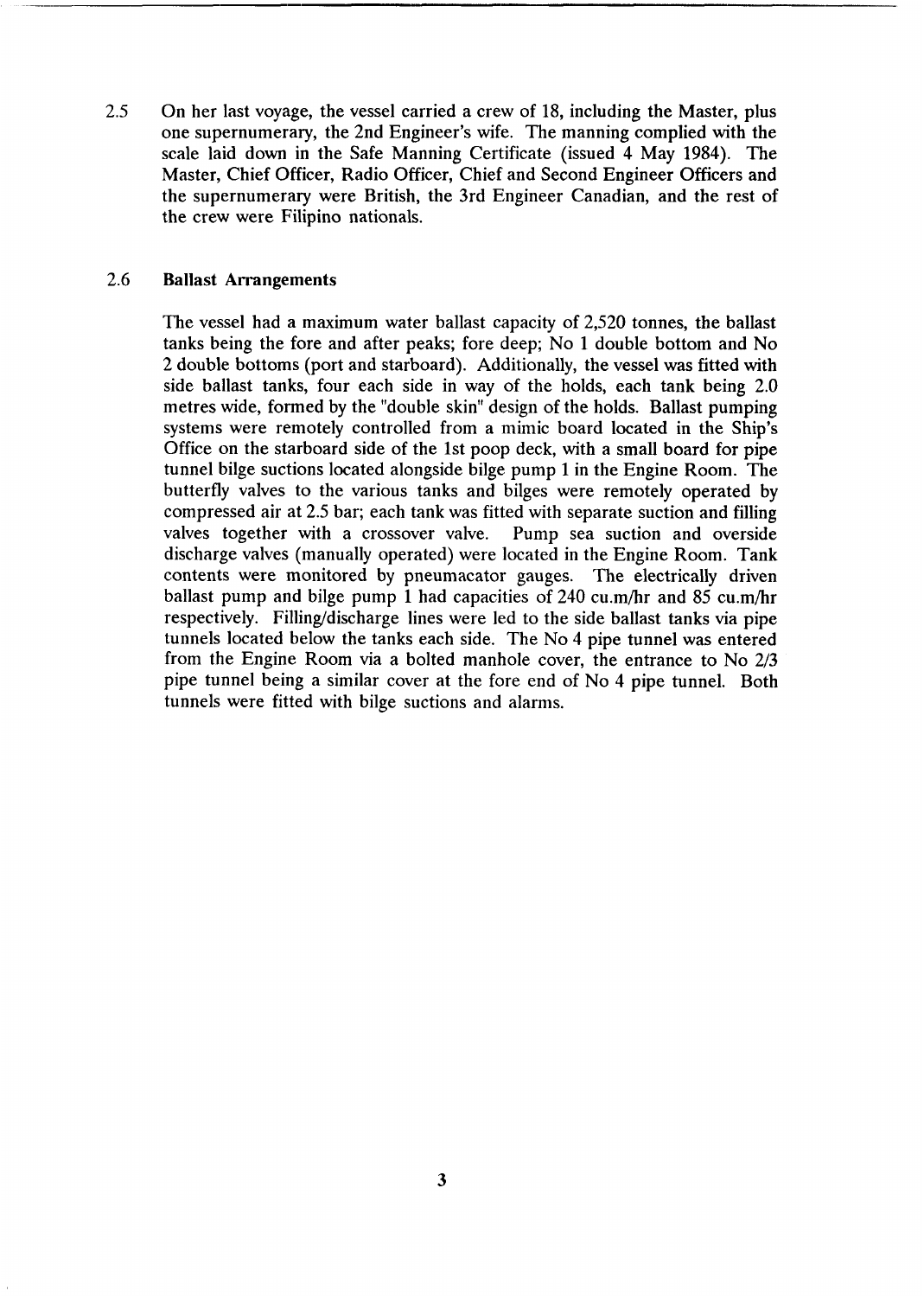2.5 On her last voyage, the vessel carried a crew of 18, including the Master, plus one supernumerary, the 2nd Engineer's wife. The manning complied with the scale laid down in the Safe Manning Certificate (issued 4 May 1984). The Master, Chief Officer, Radio Officer, Chief and Second Engineer Officers and the supernumerary were British, the 3rd Engineer Canadian, and the rest of the crew were Filipino nationals.

### 2.6 Ballast Arrangements

The vessel had a maximum water ballast capacity of 2,520 tonnes, the ballast tanks being the fore and after peaks; fore deep; No 1 double bottom and No 2 double bottoms (port and starboard). Additionally, the vessel was fitted with side ballast tanks, four each side in way of the holds, each tank being 2.0 metres wide, formed by the "double skin" design of the holds. Ballast pumping systems were remotely controlled from a mimic board located in the Ship's Office on the starboard side of the 1st poop deck, with a small board for pipe tunnel bilge suctions located alongside bilge pump 1 in the Engine Room. The butterfly valves to the various tanks and bilges were remotely operated by compressed air at 2.5 bar; each tank was fitted with separate suction and filling valves together with a crossover valve. Pump sea suction and overside discharge valves (manually operated) were located in the Engine Room. Tank contents were monitored by pneumacator gauges. The electrically driven ballast pump and bilge pump 1 had capacities of 240 cu.m/hr and 85 cu.m/hr respectively. Filling/discharge lines were led to the side ballast tanks via pipe tunnels located below the tanks each side. The No 4 pipe tunnel was entered from the Engine Room via a bolted manhole cover, the entrance to No 2/3 pipe tunnel being a similar cover at the fore end of No 4 pipe tunnel. Both tunnels were fitted with bilge suctions and alarms.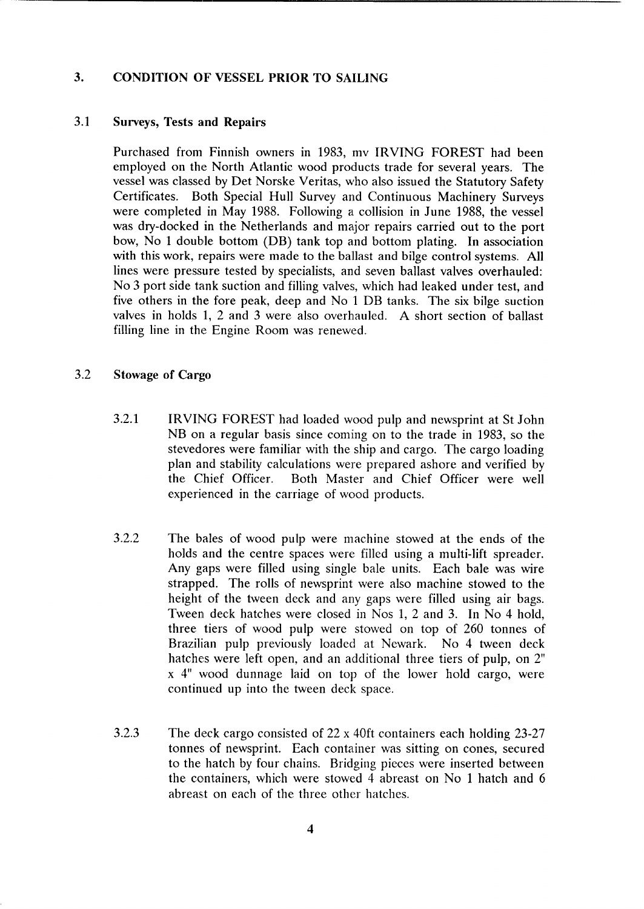## 3. CONDITION OF VESSEL PRIOR TO SAILING

### 3.1 Surveys, Tests and Repairs

Purchased from Finnish owners in 1983, mv IRVING FOREST had been employed on the North Atlantic wood products trade for several years. The vessel was classed by Det Norske Veritas, who also issued the Statutory Safety Certificates. Both Special Hull Survey and Continuous Machinery Surveys were completed in May 1988. Following a collision in June 1988, the vessel was dry-docked in the Netherlands and major repairs carried out to the port bow, No 1 double bottom (DB) tank top and bottom plating. In association with this work, repairs were made to the ballast and bilge control systems. All lines were pressure tested by specialists, and seven ballast valves overhauled: No 3 port side tank suction and filling valves, which had leaked under test, and five others in the fore peak, deep and No 1 DB tanks. The six bilge suction valves in holds 1, 2 and 3 were also overhauled. A short section of ballast filling line in the Engine Room was renewed.

### 3.2 Stowage of Cargo

3.2.1 IRVING FOREST had loaded wood pulp and newsprint at St John NB on a regular basis since coming on to the trade in 1983, so the stevedores were familiar with the ship and cargo. The cargo loading plan and stability calculations were prepared ashore and verified by the Chief Officer. Both Master and Chief Officer were well experienced in the carriage of wood products.

3.2.2 The bales of wood pulp were machine stowed at the ends of the holds and the centre spaces were filled using a multi-lift spreader. Any gaps were filled using single bale units. Each bale was wire strapped. The rolls of newsprint were also machine stowed to the height of the tween deck and any gaps were filled using air bags. Tween deck hatches were closed in Nos 1, 2 and 3. In No 4 hold, three tiers of wood pulp were stowed on top of 260 tonnes of Brazilian pulp previously loaded at Newark. No 4 tween deck hatches were left open, and an additional three tiers of pulp, on 2" x 4" wood dunnage laid on top of the lower hold cargo, were continued up into the tween deck space.

3.2.3 The deck cargo consisted of 22 x 40ft containers each holding 23-27 tonnes of newsprint. Each container was sitting on cones, secured to the hatch by four chains. Bridging pieces were inserted between the containers, which were stowed 4 abreast on No 1 hatch and 6 abreast on each of the three other hatches.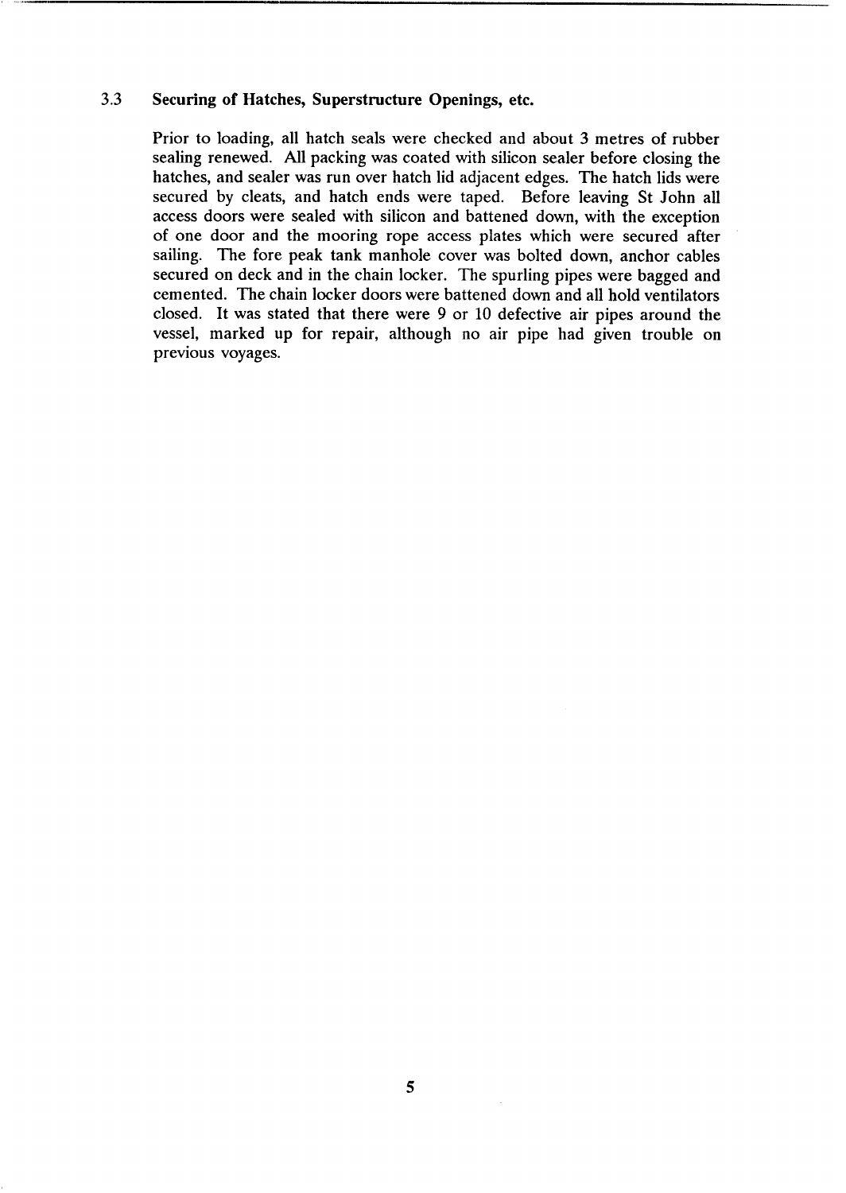### 3.3 Securing of Hatches, Superstructure Openings, etc.

Prior to loading, all hatch seals were checked and about 3 metres of rubber sealing renewed. All packing was coated with silicon sealer before closing the hatches, and sealer was run over hatch lid adjacent edges. The hatch lids were secured by cleats, and hatch ends were taped. Before leaving St John all access doors were sealed with silicon and battened down, with the exception of one door and the mooring rope access plates which were secured after sailing. The fore peak tank manhole cover was bolted down, anchor cables secured on deck and in the chain locker. The spurling pipes were bagged and cemented. The chain locker doors were battened down and all hold ventilators closed. It was stated that there were 9 or 10 defective air pipes around the vessel, marked up for repair, although no air pipe had given trouble on previous voyages.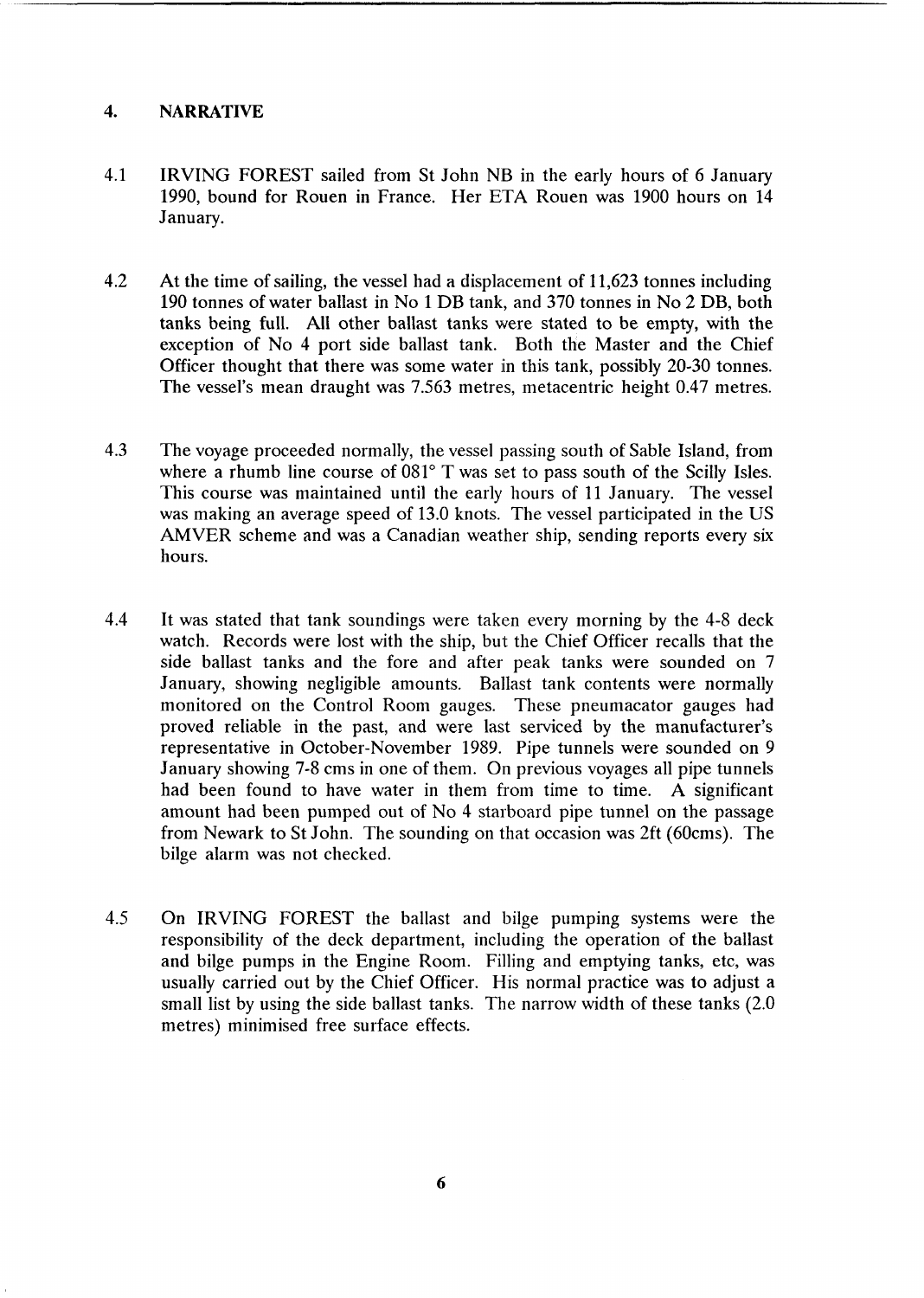## 4. NARRATIVE

4.1 IRVING FOREST sailed from St John NB in the early hours of 6 January 1990, bound for Rouen in France. Her ETA Rouen was 1900 hours on 14 January.

4.2 At the time of sailing, the vessel had a displacement of 11,623 tonnes including 190 tonnes of water ballast in No 1 DB tank, and 370 tonnes in No 2 DB, both tanks being full. All other ballast tanks were stated to be empty, with the exception of No 4 port side ballast tank. Both the Master and the Chief Officer thought that there was some water in this tank, possibly 20-30 tonnes. The vessel's mean draught was 7.563 metres, metacentric height 0.47 metres.

4.3 The voyage proceeded normally, the vessel passing south of Sable Island, from where a rhumb line course of 081° T was set to pass south of the Scilly Isles. This course was maintained until the early hours of 11 January. The vessel was making an average speed of 13.0 knots. The vessel participated in the US AMVER scheme and was a Canadian weather ship, sending reports every six hours.

4.4 It was stated that tank soundings were taken every morning by the 4-8 deck watch. Records were lost with the ship, but the Chief Officer recalls that the side ballast tanks and the fore and after peak tanks were sounded on 7 January, showing negligible amounts. Ballast tank contents were normally monitored on the Control Room gauges. These pneumacator gauges had proved reliable in the past, and were last serviced by the manufacturer's representative in October-November 1989. Pipe tunnels were sounded on 9 January showing 7-8 cms in one of them. On previous voyages all pipe tunnels had been found to have water in them from time to time. A significant amount had been pumped out of No 4 starboard pipe tunnel on the passage from Newark to St John. The sounding on that occasion was 2ft (60cms). The bilge alarm was not checked.

4.5 On IRVING FOREST the ballast and bilge pumping systems were the responsibility of the deck department, including the operation of the ballast and bilge pumps in the Engine Room. Filling and emptying tanks, etc, was usually carried out by the Chief Officer. His normal practice was to adjust a small list by using the side ballast tanks. The narrow width of these tanks (2.0 metres) minimised free surface effects.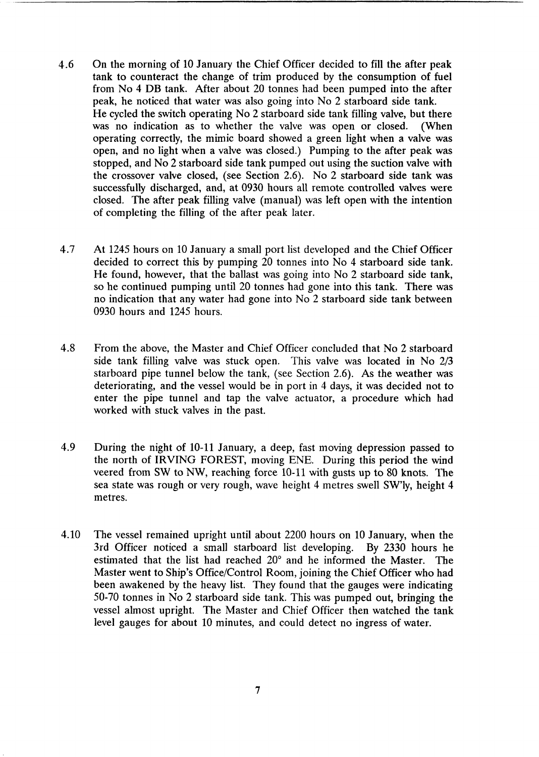4.6 On the morning of 10 January the Chief Officer decided to fill the after peak tank to counteract the change of trim produced by the consumption of fuel from No 4 DB tank. After about 20 tonnes had been pumped into the after peak, he noticed that water was also going into No 2 starboard side tank. He cycled the switch operating No 2 starboard side tank filling valve, but there was no indication as to whether the valve was open or closed. (When operating correctly, the mimic board showed a green light when a valve was open, and no light when a valve was closed.) Pumping to the after peak was stopped, and No 2 starboard side tank pumped out using the suction valve with the crossover valve closed, (see Section 2.6). No 2 starboard side tank was successfully discharged, and, at 0930 hours all remote controlled valves were closed. The after peak filling valve (manual) was left open with the intention of completing the filling of the after peak later.

4.7 At 1245 hours on 10 January a small port list developed and the Chief Officer decided to correct this by pumping 20 tonnes into No 4 starboard side tank. He found, however, that the ballast was going into No 2 starboard side tank, so he continued pumping until 20 tonnes had gone into this tank. There was no indication that any water had gone into No 2 starboard side tank between 0930 hours and 1245 hours.

4.8 From the above, the Master and Chief Officer concluded that No 2 starboard side tank filling valve was stuck open. This valve was located in No 2/3 starboard pipe tunnel below the tank, (see Section 2.6). As the weather was deteriorating, and the vessel would be in port in 4 days, it was decided not to enter the pipe tunnel and tap the valve actuator, a procedure which had worked with stuck valves in the past.

4.9 During the night of 10-11 January, a deep, fast moving depression passed to the north of IRVING FOREST, moving ENE. During this period the wind veered from SW to NW, reaching force 10-11 with gusts up to 80 knots. The sea state was rough or very rough, wave height 4 metres swell SW'ly, height 4 metres.

4.10 The vessel remained upright until about 2200 hours on 10 January, when the 3rd Officer noticed a small starboard list developing. By 2330 hours he estimated that the list had reached 20° and he informed the Master. The Master went to Ship's Office/Control Room, joining the Chief Officer who had been awakened by the heavy list. They found that the gauges were indicating 50-70 tonnes in No 2 starboard side tank. This was pumped out, bringing the vessel almost upright. The Master and Chief Officer then watched the tank level gauges for about 10 minutes, and could detect no ingress of water.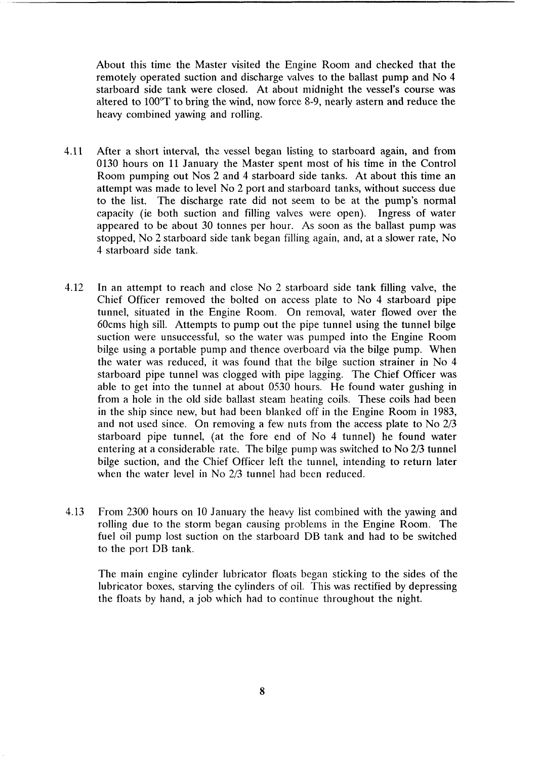About this time the Master visited the Engine Room and checked that the remotely operated suction and discharge valves to the ballast pump and No 4 starboard side tank were closed. At about midnight the vessel's course was altered to 100°T to bring the wind, now force 8-9, nearly astern and reduce the heavy combined yawing and rolling.

4.11 After a short interval, the vessel began listing to starboard again, and from 0130 hours on 11 January the Master spent most of his time in the Control Room pumping out Nos 2 and 4 starboard side tanks. At about this time an attempt was made to level No 2 port and starboard tanks, without success due to the list. The discharge rate did not seem to be at the pump's normal capacity (ie both suction and filling valves were open). Ingress of water appeared to be about 30 tonnes per hour. As soon as the ballast pump was stopped, No 2 starboard side tank began filling again, and, at a slower rate, No 4 starboard side tank.

4.12 In an attempt to reach and close No 2 starboard side tank filling valve, the Chief Officer removed the bolted on access plate to No 4 starboard pipe tunnel, situated in the Engine Room. On removal, water flowed over the 60cms high sill. Attempts to pump out the pipe tunnel using the tunnel bilge suction were unsuccessful, so the water was pumped into the Engine Room bilge using a portable pump and thence overboard via the bilge pump. When the water was reduced, it was found that the bilge suction strainer in No 4 starboard pipe tunnel was clogged with pipe lagging. The Chief Officer was able to get into the tunnel at about 0530 hours. He found water gushing in from a hole in the old side ballast steam heating coils. These coils had been in the ship since new, but had been blanked off in the Engine Room in 1983, and not used since. On removing a few nuts from the access plate to No 2/3 starboard pipe tunnel, (at the fore end of No 4 tunnel) he found water entering at a considerable rate. The bilge pump was switched to No 2/3 tunnel bilge suction, and the Chief Officer left the tunnel, intending to return later when the water level in No 2/3 tunnel had been reduced.

4.13 From 2300 hours on 10 January the heavy list combined with the yawing and rolling due to the storm began causing problems in the Engine Room. The fuel oil pump lost suction on the starboard DB tank and had to be switched to the port DB tank.

The main engine cylinder lubricator floats began sticking to the sides of the lubricator boxes, starving the cylinders of oil. This was rectified by depressing the floats by hand, a job which had to continue throughout the night.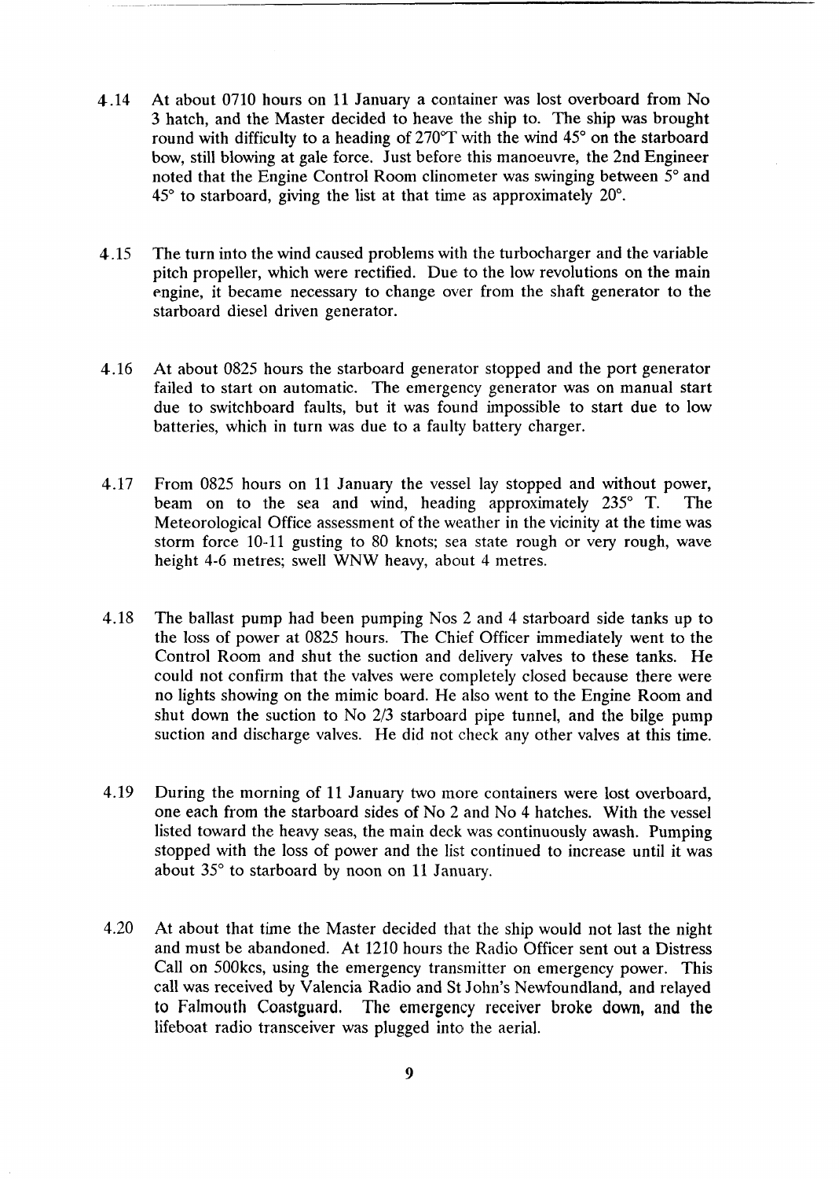4.14 At about 0710 hours on 11 January a container was lost overboard from No 3 hatch, and the Master decided to heave the ship to. The ship was brought round with difficulty to a heading of 270°T with the wind 45° on the starboard bow, still blowing at gale force. Just before this manoeuvre, the 2nd Engineer noted that the Engine Control Room clinometer was swinging between 5° and 45° to starboard, giving the list at that time as approximately 20°.

4.15 The turn into the wind caused problems with the turbocharger and the variable pitch propeller, which were rectified. Due to the low revolutions on the main engine, it became necessary to change over from the shaft generator to the starboard diesel driven generator.

4.16 At about 0825 hours the starboard generator stopped and the port generator failed to start on automatic. The emergency generator was on manual start due to switchboard faults, but it was found impossible to start due to low batteries, which in turn was due to a faulty battery charger.

4.17 From 0825 hours on 11 January the vessel lay stopped and without power, beam on to the sea and wind, heading approximately 235° T. The Meteorological Office assessment of the weather in the vicinity at the time was storm force 10-11 gusting to 80 knots; sea state rough or very rough, wave height 4-6 metres; swell WNW heavy, about 4 metres.

4.18 The ballast pump had been pumping Nos 2 and 4 starboard side tanks up to the loss of power at 0825 hours. The Chief Officer immediately went to the Control Room and shut the suction and delivery valves to these tanks. He could not confirm that the valves were completely closed because there were no lights showing on the mimic board. He also went to the Engine Room and shut down the suction to No 2/3 starboard pipe tunnel, and the bilge pump suction and discharge valves. He did not check any other valves at this time.

4.19 During the morning of 11 January two more containers were lost overboard, one each from the starboard sides of No 2 and No 4 hatches. With the vessel listed toward the heavy seas, the main deck was continuously awash. Pumping stopped with the loss of power and the list continued to increase until it was about 35° to starboard by noon on 11 January.

4.20 At about that time the Master decided that the ship would not last the night and must be abandoned. At 1210 hours the Radio Officer sent out a Distress Call on 500kcs, using the emergency transmitter on emergency power. This call was received by Valencia Radio and St John's Newfoundland, and relayed to Falmouth Coastguard. The emergency receiver broke down, and the lifeboat radio transceiver was plugged into the aerial.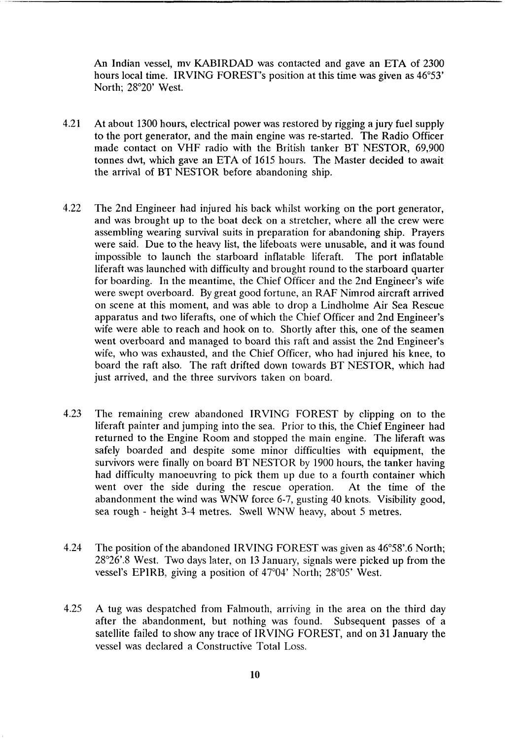An Indian vessel, mv KABIRDAD was contacted and gave an ETA of 2300 hours local time. IRVING FOREST's position at this time was given as 46°53' North; 28°20' West.

4.21 At about 1300 hours, electrical power was restored by rigging a jury fuel supply to the port generator, and the main engine was re-started. The Radio Officer made contact on VHF radio with the British tanker BT NESTOR, 69,900 tonnes dwt, which gave an ETA of 1615 hours. The Master decided to await the arrival of BT NESTOR before abandoning ship.

4.22 The 2nd Engineer had injured his back whilst working on the port generator, and was brought up to the boat deck on a stretcher, where all the crew were assembling wearing survival suits in preparation for abandoning ship. Prayers were said. Due to the heavy list, the lifeboats were unusable, and it was found impossible to launch the starboard inflatable liferaft. The port inflatable liferaft was launched with difficulty and brought round to the starboard quarter for boarding. In the meantime, the Chief Officer and the 2nd Engineer's wife were swept overboard. By great good fortune, an RAF Nimrod aircraft arrived on scene at this moment, and was able to drop a Lindholme Air Sea Rescue apparatus and two liferafts, one of which the Chief Officer and 2nd Engineer's wife were able to reach and hook on to. Shortly after this, one of the seamen went overboard and managed to board this raft and assist the 2nd Engineer's wife, who was exhausted, and the Chief Officer, who had injured his knee, to board the raft also. The raft drifted down towards BT NESTOR, which had just arrived, and the three survivors taken on board.

4.23 The remaining crew abandoned IRVING FOREST by clipping on to the liferaft painter and jumping into the sea. Prior to this, the Chief Engineer had returned to the Engine Room and stopped the main engine. The liferaft was safely boarded and despite some minor difficulties with equipment, the survivors were finally on board BT NESTOR by 1900 hours, the tanker having had difficulty manoeuvring to pick them up due to a fourth container which went over the side during the rescue operation. At the time of the abandonment the wind was WNW force 6-7, gusting 40 knots. Visibility good, sea rough - height 3-4 metres. Swell WNW heavy, about 5 metres.

4.24 The position of the abandoned IRVING FOREST was given as 46°58'.6 North; 28°26'.8 West. Two days later, on 13 January, signals were picked up from the vessel's EPIRB, giving a position of 47°04' North; 28°05' West.

4.25 A tug was despatched from Falmouth, arriving in the area on the third day after the abandonment, but nothing was found. Subsequent passes of a satellite failed to show any trace of IRVING FOREST, and on 31 January the vessel was declared a Constructive Total Loss.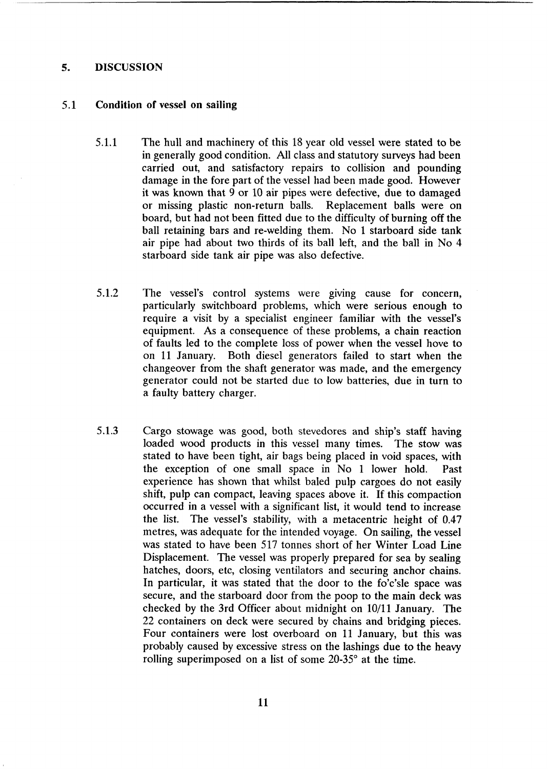## 5. DISCUSSION

### 5.1 Condition of vessel on sailing

5.1.1 The hull and machinery of this 18 year old vessel were stated to be in generally good condition. All class and statutory surveys had been carried out, and satisfactory repairs to collision and pounding damage in the fore part of the vessel had been made good. However it was known that 9 or 10 air pipes were defective, due to damaged or missing plastic non-return balls. Replacement balls were on board, but had not been fitted due to the difficulty of burning off the ball retaining bars and re-welding them. No 1 starboard side tank air pipe had about two thirds of its ball left, and the ball in No 4 starboard side tank air pipe was also defective.

5.1.2 The vessel's control systems were giving cause for concern, particularly switchboard problems, which were serious enough to require a visit by a specialist engineer familiar with the vessel's equipment. As a consequence of these problems, a chain reaction of faults led to the complete loss of power when the vessel hove to on 11 January. Both diesel generators failed to start when the changeover from the shaft generator was made, and the emergency generator could not be started due to low batteries, due in turn to a faulty battery charger.

5.1.3 Cargo stowage was good, both stevedores and ship's staff having loaded wood products in this vessel many times. The stow was stated to have been tight, air bags being placed in void spaces, with the exception of one small space in No 1 lower hold. Past experience has shown that whilst baled pulp cargoes do not easily shift, pulp can compact, leaving spaces above it. If this compaction occurred in a vessel with a significant list, it would tend to increase the list. The vessel's stability, with a metacentric height of 0.47 metres, was adequate for the intended voyage. On sailing, the vessel was stated to have been 517 tonnes short of her Winter Load Line Displacement. The vessel was properly prepared for sea by sealing hatches, doors, etc, closing ventilators and securing anchor chains. In particular, it was stated that the door to the fo'c'sle space was secure, and the starboard door from the poop to the main deck was checked by the 3rd Officer about midnight on 10/11 January. The 22 containers on deck were secured by chains and bridging pieces. Four containers were lost overboard on 11 January, but this was probably caused by excessive stress on the lashings due to the heavy rolling superimposed on a list of some 20-35° at the time.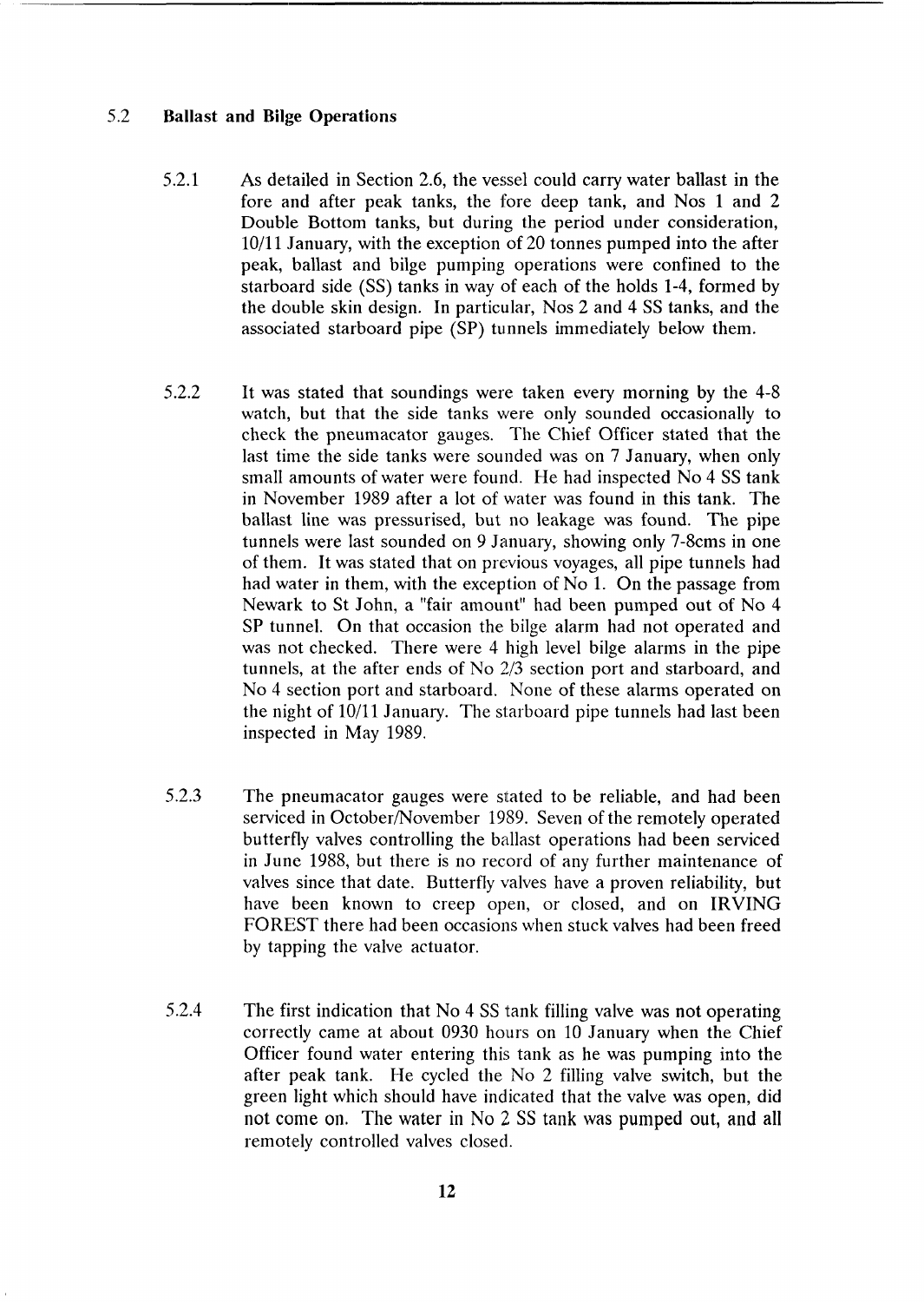### 5.2 Ballast and Bilge Operations

5.2.1 As detailed in Section 2.6, the vessel could carry water ballast in the fore and after peak tanks, the fore deep tank, and Nos 1 and 2 Double Bottom tanks, but during the period under consideration, 10/11 January, with the exception of 20 tonnes pumped into the after peak, ballast and bilge pumping operations were confined to the starboard side (SS) tanks in way of each of the holds 1-4, formed by the double skin design. In particular, Nos 2 and 4 SS tanks, and the associated starboard pipe (SP) tunnels immediately below them.

5.2.2 It was stated that soundings were taken every morning by the 4-8 watch, but that the side tanks were only sounded occasionally to check the pneumacator gauges. The Chief Officer stated that the last time the side tanks were sounded was on 7 January, when only small amounts of water were found. He had inspected No 4 SS tank in November 1989 after a lot of water was found in this tank. The ballast line was pressurised, but no leakage was found. The pipe tunnels were last sounded on 9 January, showing only 7-8cms in one of them. It was stated that on previous voyages, all pipe tunnels had had water in them, with the exception of No 1. On the passage from Newark to St John, a "fair amount" had been pumped out of No 4 SP tunnel. On that occasion the bilge alarm had not operated and was not checked. There were 4 high level bilge alarms in the pipe tunnels, at the after ends of No 2/3 section port and starboard, and No 4 section port and starboard. None of these alarms operated on the night of 10/11 January. The starboard pipe tunnels had last been inspected in May 1989.

5.2.3 The pneumacator gauges were stated to be reliable, and had been serviced in October/November 1989. Seven of the remotely operated butterfly valves controlling the ballast operations had been serviced in June 1988, but there is no record of any further maintenance of valves since that date. Butterfly valves have a proven reliability, but have been known to creep open, or closed, and on IRVING FOREST there had been occasions when stuck valves had been freed by tapping the valve actuator.

5.2.4 The first indication that No 4 SS tank filling valve was not operating correctly came at about 0930 hours on 10 January when the Chief Officer found water entering this tank as he was pumping into the after peak tank. He cycled the No 2 filling valve switch, but the green light which should have indicated that the valve was open, did not come on. The water in No 2 SS tank was pumped out, and all remotely controlled valves closed.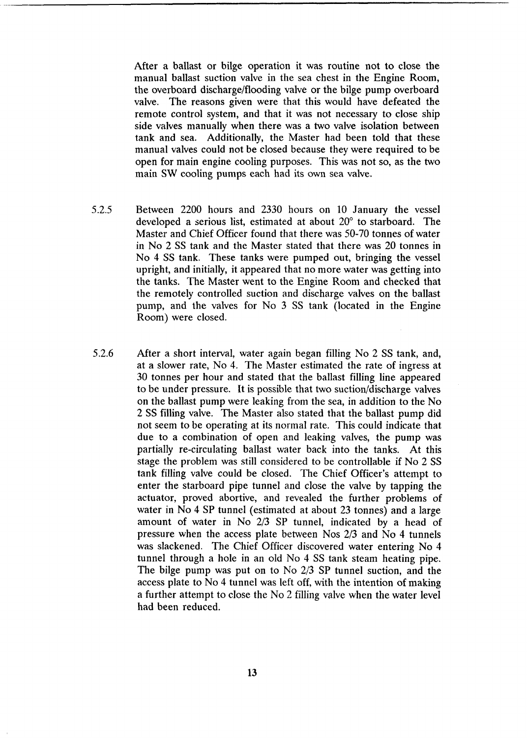After a ballast or bilge operation it was routine not to close the manual ballast suction valve in the sea chest in the Engine Room, the overboard discharge/flooding valve or the bilge pump overboard valve. The reasons given were that this would have defeated the remote control system, and that it was not necessary to close ship side valves manually when there was a two valve isolation between tank and sea. Additionally, the Master had been told that these manual valves could not be closed because they were required to be open for main engine cooling purposes. This was not so, as the two main SW cooling pumps each had its own sea valve.

5.2.5 Between 2200 hours and 2330 hours on 10 January the vessel developed a serious list, estimated at about 20° to starboard. The Master and Chief Officer found that there was 50-70 tonnes of water in No 2 SS tank and the Master stated that there was 20 tonnes in No 4 SS tank. These tanks were pumped out, bringing the vessel upright, and initially, it appeared that no more water was getting into the tanks. The Master went to the Engine Room and checked that the remotely controlled suction and discharge valves on the ballast pump, and the valves for No 3 SS tank (located in the Engine Room) were closed.

5.2.6 After a short interval, water again began filling No 2 SS tank, and, at a slower rate, No 4. The Master estimated the rate of ingress at 30 tonnes per hour and stated that the ballast filling line appeared to be under pressure. It is possible that two suction/discharge valves on the ballast pump were leaking from the sea, in addition to the No 2 SS filling valve. The Master also stated that the ballast pump did not seem to be operating at its normal rate. This could indicate that due to a combination of open and leaking valves, the pump was partially re-circulating ballast water back into the tanks. At this stage the problem was still considered to be controllable if No 2 SS tank filling valve could be closed. The Chief Officer's attempt to enter the starboard pipe tunnel and close the valve by tapping the actuator, proved abortive, and revealed the further problems of water in No 4 SP tunnel (estimated at about 23 tonnes) and a large amount of water in No 2/3 SP tunnel, indicated by a head of pressure when the access plate between Nos 2/3 and No 4 tunnels was slackened. The Chief Officer discovered water entering No 4 tunnel through a hole in an old No 4 SS tank steam heating pipe. The bilge pump was put on to No 2/3 SP tunnel suction, and the access plate to No 4 tunnel was left off, with the intention of making a further attempt to close the No 2 filling valve when the water level had been reduced.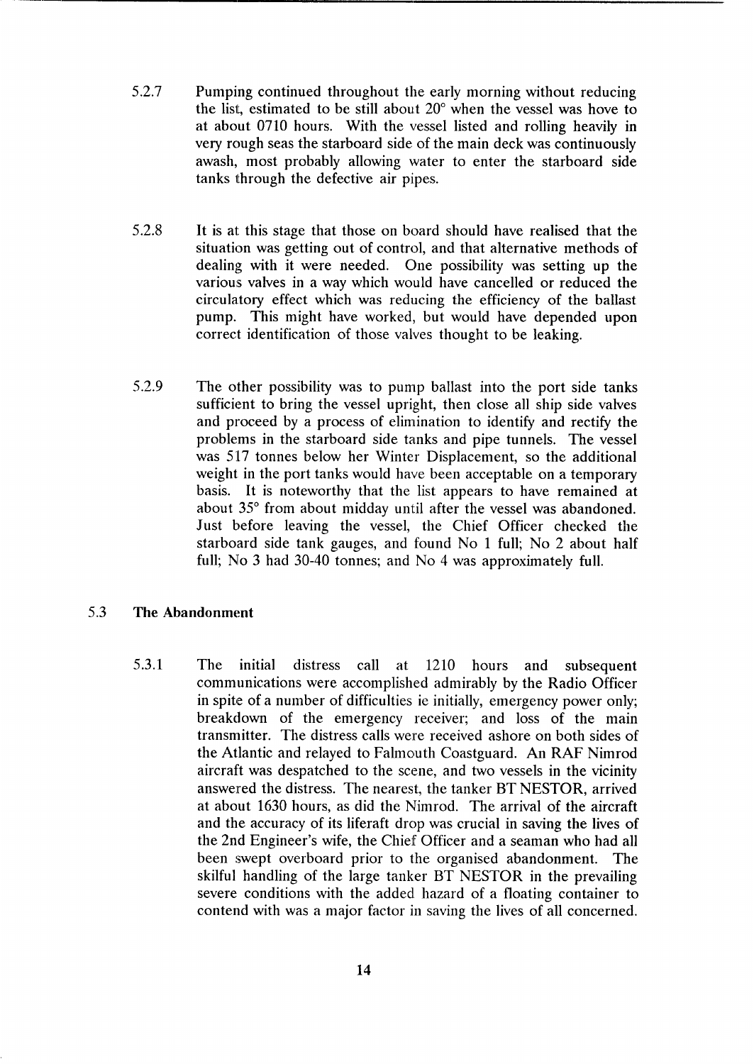5.2.7 Pumping continued throughout the early morning without reducing the list, estimated to be still about 20° when the vessel was hove to at about 0710 hours. With the vessel listed and rolling heavily in very rough seas the starboard side of the main deck was continuously awash, most probably allowing water to enter the starboard side tanks through the defective air pipes.

5.2.8 It is at this stage that those on board should have realised that the situation was getting out of control, and that alternative methods of dealing with it were needed. One possibility was setting up the various valves in a way which would have cancelled or reduced the circulatory effect which was reducing the efficiency of the ballast pump. This might have worked, but would have depended upon correct identification of those valves thought to be leaking.

5.2.9 The other possibility was to pump ballast into the port side tanks sufficient to bring the vessel upright, then close all ship side valves and proceed by a process of elimination to identify and rectify the problems in the starboard side tanks and pipe tunnels. The vessel was 517 tonnes below her Winter Displacement, so the additional weight in the port tanks would have been acceptable on a temporary basis. It is noteworthy that the list appears to have remained at about 35° from about midday until after the vessel was abandoned. Just before leaving the vessel, the Chief Officer checked the starboard side tank gauges, and found No 1 full; No 2 about half full; No 3 had 30-40 tonnes; and No 4 was approximately full.

## 5.3 The Abandonment

5.3.1 The initial distress call at 1210 hours and subsequent communications were accomplished admirably by the Radio Officer in spite of a number of difficulties ie initially, emergency power only; breakdown of the emergency receiver; and loss of the main transmitter. The distress calls were received ashore on both sides of the Atlantic and relayed to Falmouth Coastguard. An RAF Nimrod aircraft was despatched to the scene, and two vessels in the vicinity answered the distress. The nearest, the tanker BT NESTOR, arrived at about 1630 hours, as did the Nimrod. The arrival of the aircraft and the accuracy of its liferaft drop was crucial in saving the lives of the 2nd Engineer's wife, the Chief Officer and a seaman who had all been swept overboard prior to the organised abandonment. The skilful handling of the large tanker BT NESTOR in the prevailing severe conditions with the added hazard of a floating container to contend with was a major factor in saving the lives of all concerned.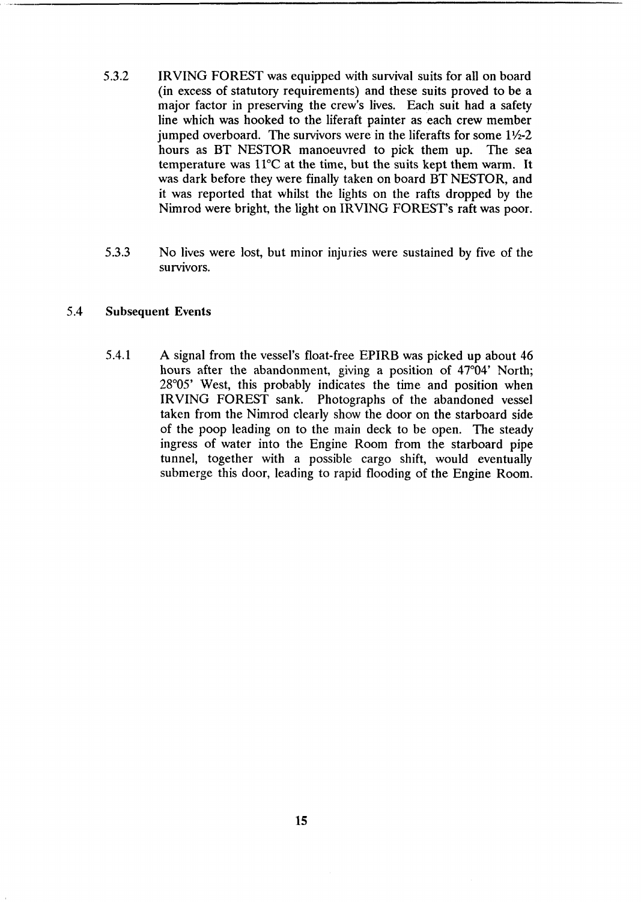5.3.2 IRVING FOREST was equipped with survival suits for all on board (in excess of statutory requirements) and these suits proved to be a major factor in preserving the crew's lives. Each suit had a safety line which was hooked to the liferaft painter as each crew member jumped overboard. The survivors were in the liferafts for some 1½-2 hours as BT NESTOR manoeuvred to pick them up. The sea temperature was 11°C at the time, but the suits kept them warm. It was dark before they were finally taken on board BT NESTOR, and it was reported that whilst the lights on the rafts dropped by the Nimrod were bright, the light on IRVING FOREST's raft was poor.

5.3.3 No lives were lost, but minor injuries were sustained by five of the survivors.

## 5.4 Subsequent Events

5.4.1 A signal from the vessel's float-free EPIRB was picked up about 46 hours after the abandonment, giving a position of 47°04' North; 28°05' West, this probably indicates the time and position when IRVING FOREST sank. Photographs of the abandoned vessel taken from the Nimrod clearly show the door on the starboard side of the poop leading on to the main deck to be open. The steady ingress of water into the Engine Room from the starboard pipe tunnel, together with a possible cargo shift, would eventually submerge this door, leading to rapid flooding of the Engine Room.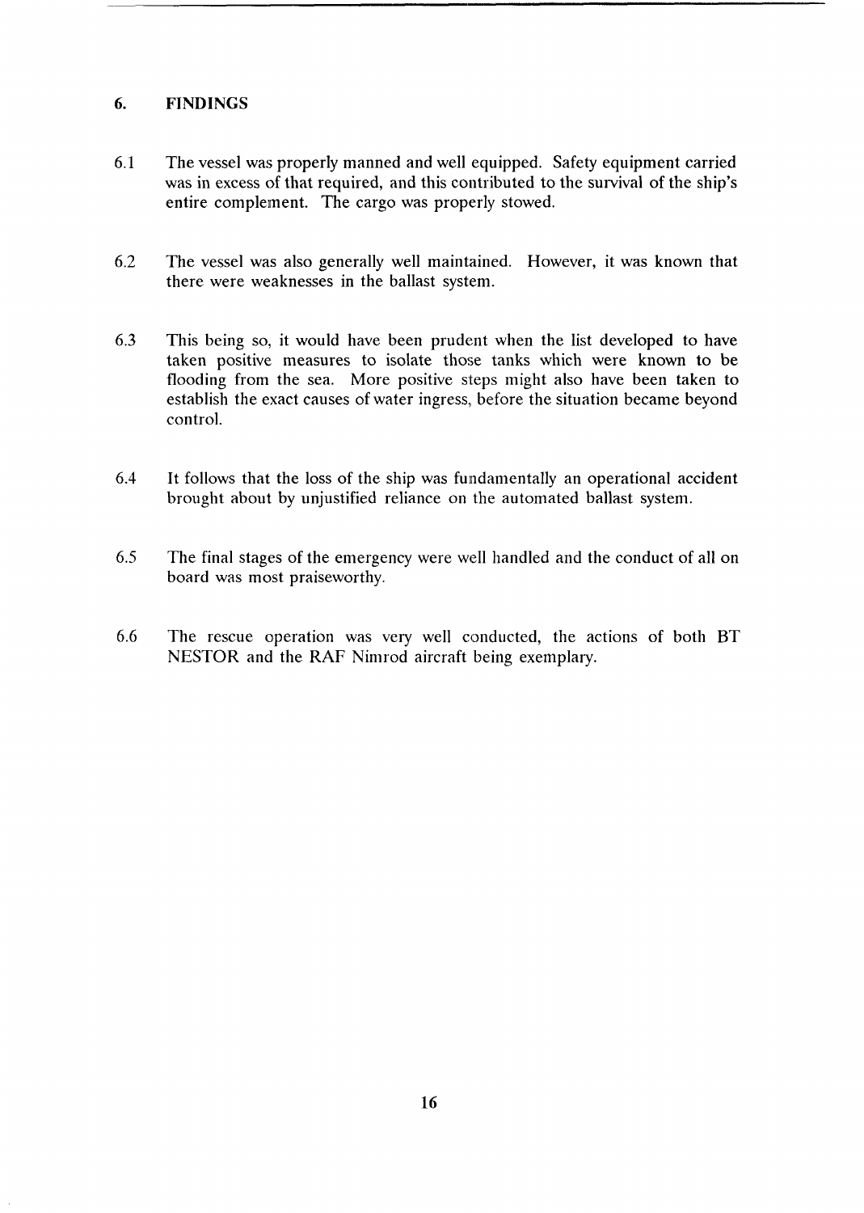## 6. FINDINGS

6.1 The vessel was properly manned and well equipped. Safety equipment carried was in excess of that required, and this contributed to the survival of the ship's entire complement. The cargo was properly stowed.

6.2 The vessel was also generally well maintained. However, it was known that there were weaknesses in the ballast system.

6.3 This being so, it would have been prudent when the list developed to have taken positive measures to isolate those tanks which were known to be flooding from the sea. More positive steps might also have been taken to establish the exact causes of water ingress, before the situation became beyond control.

6.4 It follows that the loss of the ship was fundamentally an operational accident brought about by unjustified reliance on the automated ballast system.

6.5 The final stages of the emergency were well handled and the conduct of all on board was most praiseworthy.

6.6 The rescue operation was very well conducted, the actions of both BT NESTOR and the RAF Nimrod aircraft being exemplary.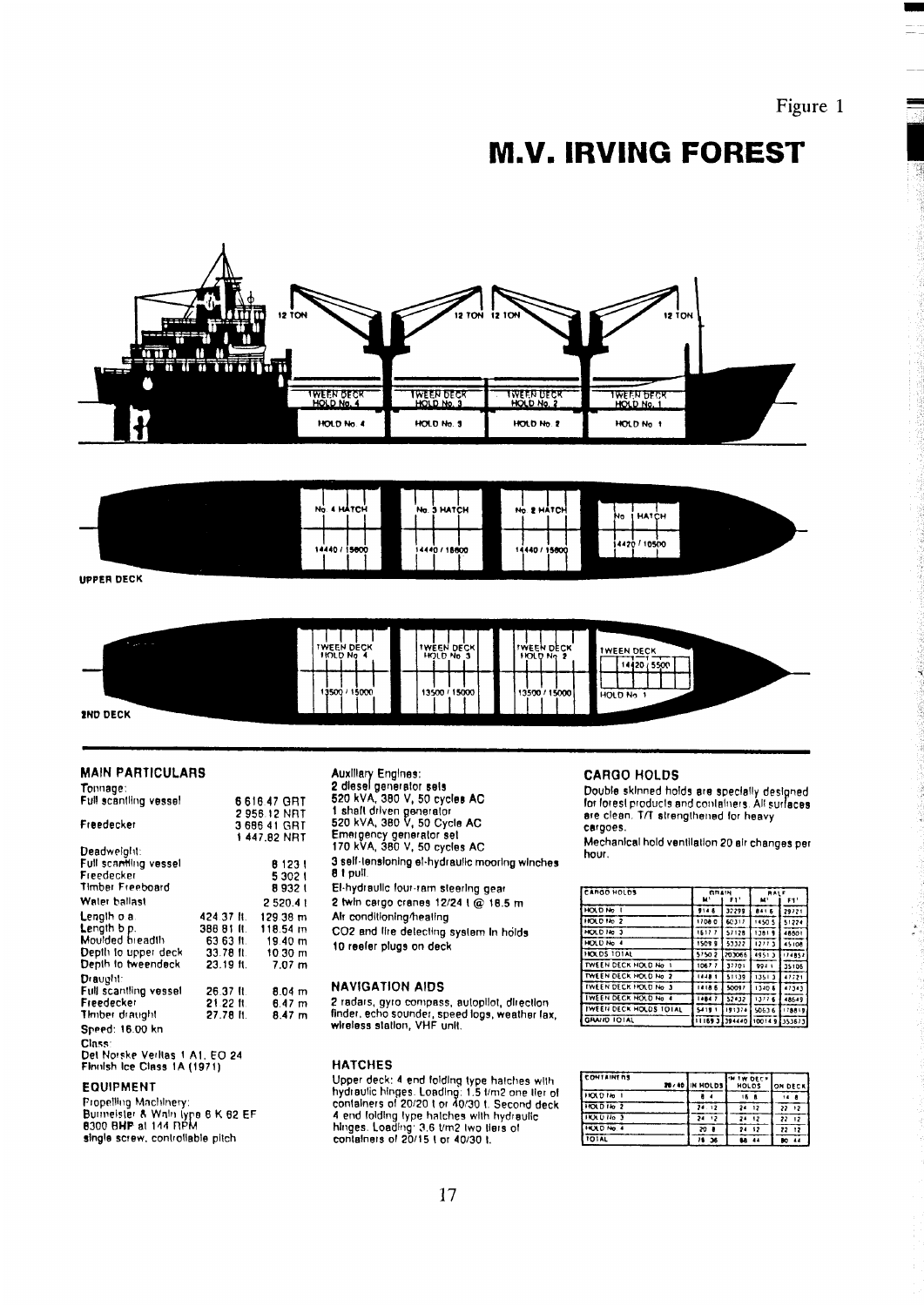Figure 1

# M.V. IRVING FOREST

12 TON
12 TON 12 TON
12 TON

'TWEEN DECK HOLD No. 4
'TWEEN DECK HOLD No. 3
'TWEEN DECK HOLD No. 2
'TWEEN DECK HOLD No. 1

HOLD No. 4
HOLD No. 3
HOLD No. 2
HOLD No. 1

No. 4 HATCH
14440 / 15600
No. 3 HATCH
14440 / 15600
No. 2 HATCH
14440 / 15600
No. 1 HATCH
14420 / 10500

UPPER DECK

'TWEEN DECK HOLD No. 4
13500 / 15000
'TWEEN DECK HOLD No. 3
13500 / 15000
'TWEEN DECK HOLD No. 2
13500 / 15000
'TWEEN DECK
14420 / 5500
HOLD No. 1

2ND DECK

## MAIN PARTICULARS

Tonnage:

| | | |
|---|---|---|
| Full scantling vessel | | 6 616.47 GRT |
| | | 2 956.12 NRT |
| Freedecker | | 3 686.41 GRT |
| | | 1 447.82 NRT |
| Deadweight: | | |
| Full scantling vessel | | 8 123 t |
| Freedecker | | 5 302 t |
| Timber Freeboard | | 8 932 t |
| Water ballast | | 2 520.4 t |
| Length o.a. | 424.37 ft. | 129.38 m |
| Length b.p. | 388.81 ft. | 118.54 m |
| Moulded breadth | 63.63 ft. | 19.40 m |
| Depth to upper deck | 33.78 ft. | 10.30 m |
| Depth to tweendeck | 23.19 ft. | 7.07 m |
| Draught: | | |
| Full scantling vessel | 26.37 ft. | 8.04 m |
| Freedecker | 21.22 ft. | 6.47 m |
| Timber draught | 27.78 ft. | 8.47 m |

Speed: 16.00 kn

Class:
Det Norske Veritas 1 A1, EO 24
Finnish Ice Class 1A (1971)

### EQUIPMENT

Propelling Machinery:
Burmeister & Wain type 6 K 62 EF
8300 BHP at 144 RPM
single screw, controllable pitch

Auxiliary Engines:
2 diesel generator sets
520 kVA, 380 V, 50 cycles AC
1 shaft driven generator
520 kVA, 380 V, 50 Cycle AC
Emergency generator set
170 kVA, 380 V, 50 cycles AC

3 self-tensioning el-hydraulic mooring winches
8 t pull.

El-hydraulic four-ram steering gear

2 twin cargo cranes 12/24 t @ 18.5 m

Air conditioning/heating

$CO_2$ and fire detecting system in holds

10 reefer plugs on deck

### NAVIGATION AIDS

2 radars, gyro compass, autopilot, direction finder, echo sounder, speed logs, weather fax, wireless station, VHF unit.

### HATCHES

Upper deck: 4 end folding type hatches with hydraulic hinges. Loading: 1.5 t/m2 one tier of containers of 20/20 t or 40/30 t. Second deck 4 end folding type hatches with hydraulic hinges. Loading: 3.6 t/m2 two tiers of containers of 20/15 t or 40/30 t.

### CARGO HOLDS

Double skinned holds are specially designed for forest products and containers. All surfaces are clean. T/T strengthened for heavy cargoes.

Mechanical hold ventilation 20 air changes per hour.

| CARGO HOLDS | GRAIN M³ | GRAIN FT³ | BALE M³ | BALE FT³ |
|---|---|---|---|---|
| HOLD No 1 | 914.6 | 32298 | 841.6 | 29721 |
| HOLD No 2 | 1708.0 | 60317 | 1450.5 | 51224 |
| HOLD No 3 | 1617.7 | 57128 | 1361.9 | 48801 |
| HOLD No 4 | 1509.9 | 53322 | 1277.3 | 45108 |
| HOLDS TOTAL | 5750.2 | 203065 | 4951.3 | 174854 |
| TWEEN DECK HOLD No 1 | 1067.7 | 37701 | 994.1 | 35106 |
| TWEEN DECK HOLD No 2 | 1448.1 | 51139 | 1351.3 | 47721 |
| TWEEN DECK HOLD No 3 | 1418.6 | 50097 | 1340.6 | 47343 |
| TWEEN DECK HOLD No 4 | 1484.7 | 52432 | 1377.6 | 48649 |
| TWEEN DECK HOLDS TOTAL | 5419.1 | 191374 | 5063.6 | 178819 |
| GRAND TOTAL | 11169.3 | 394440 | 10014.9 | 353673 |

| CONTAINERS 20/40 | IN HOLDS | IN TW DECK HOLDS | ON DECK |
|---|---|---|---|
| HOLD No 1 | 8 4 | 16 8 | 14 8 |
| HOLD No 2 | 24 12 | 24 12 | 22 12 |
| HOLD No 3 | 24 12 | 24 12 | 22 12 |
| HOLD No 4 | 20 8 | 24 12 | 22 12 |
| TOTAL | 76 36 | 88 44 | 80 44 |